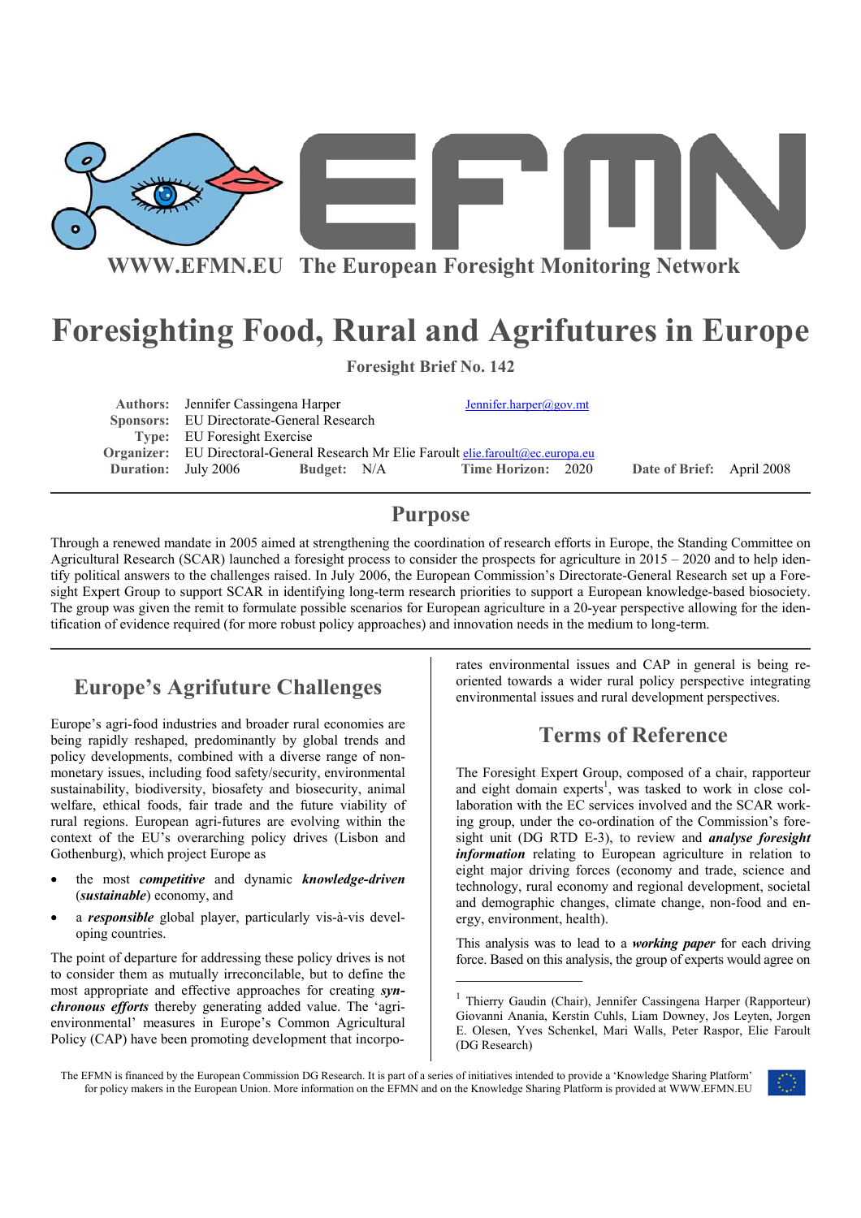# Foresighting Food, Rural and Agrifutures in Europe

**Foresight Brief No. 142**

| | | | |
|---|---|---|---|
| **Authors:** | Jennifer Cassingena Harper | Jennifer.harper@gov.mt | |
| **Sponsors:** | EU Directorate-General Research | | |
| **Type:** | EU Foresight Exercise | | |
| **Organizer:** | EU Directoral-General Research Mr Elie Faroult elie.faroult@ec.europa.eu | | |
| **Duration:** | July 2006 **Budget:** N/A | **Time Horizon:** 2020 | **Date of Brief:** April 2008 |

## Purpose

Through a renewed mandate in 2005 aimed at strengthening the coordination of research efforts in Europe, the Standing Committee on Agricultural Research (SCAR) launched a foresight process to consider the prospects for agriculture in 2015 – 2020 and to help identify political answers to the challenges raised. In July 2006, the European Commission's Directorate-General Research set up a Foresight Expert Group to support SCAR in identifying long-term research priorities to support a European knowledge-based biosociety. The group was given the remit to formulate possible scenarios for European agriculture in a 20-year perspective allowing for the identification of evidence required (for more robust policy approaches) and innovation needs in the medium to long-term.

## Europe's Agrifuture Challenges

Europe's agri-food industries and broader rural economies are being rapidly reshaped, predominantly by global trends and policy developments, combined with a diverse range of non-monetary issues, including food safety/security, environmental sustainability, biodiversity, biosafety and biosecurity, animal welfare, ethical foods, fair trade and the future viability of rural regions. European agri-futures are evolving within the context of the EU's overarching policy drives (Lisbon and Gothenburg), which project Europe as

- the most ***competitive*** and dynamic ***knowledge-driven*** (***sustainable***) economy, and
- a ***responsible*** global player, particularly vis-à-vis developing countries.

The point of departure for addressing these policy drives is not to consider them as mutually irreconcilable, but to define the most appropriate and effective approaches for creating ***synchronous efforts*** thereby generating added value. The 'agri-environmental' measures in Europe's Common Agricultural Policy (CAP) have been promoting development that incorporates environmental issues and CAP in general is being re-oriented towards a wider rural policy perspective integrating environmental issues and rural development perspectives.

## Terms of Reference

The Foresight Expert Group, composed of a chair, rapporteur and eight domain experts[1], was tasked to work in close collaboration with the EC services involved and the SCAR working group, under the co-ordination of the Commission's foresight unit (DG RTD E-3), to review and ***analyse foresight information*** relating to European agriculture in relation to eight major driving forces (economy and trade, science and technology, rural economy and regional development, societal and demographic changes, climate change, non-food and energy, environment, health).

This analysis was to lead to a ***working paper*** for each driving force. Based on this analysis, the group of experts would agree on

[1] Thierry Gaudin (Chair), Jennifer Cassingena Harper (Rapporteur) Giovanni Anania, Kerstin Cuhls, Liam Downey, Jos Leyten, Jorgen E. Olesen, Yves Schenkel, Mari Walls, Peter Raspor, Elie Faroult (DG Research)

The EFMN is financed by the European Commission DG Research. It is part of a series of initiatives intended to provide a 'Knowledge Sharing Platform' for policy makers in the European Union. More information on the EFMN and on the Knowledge Sharing Platform is provided at WWW.EFMN.EU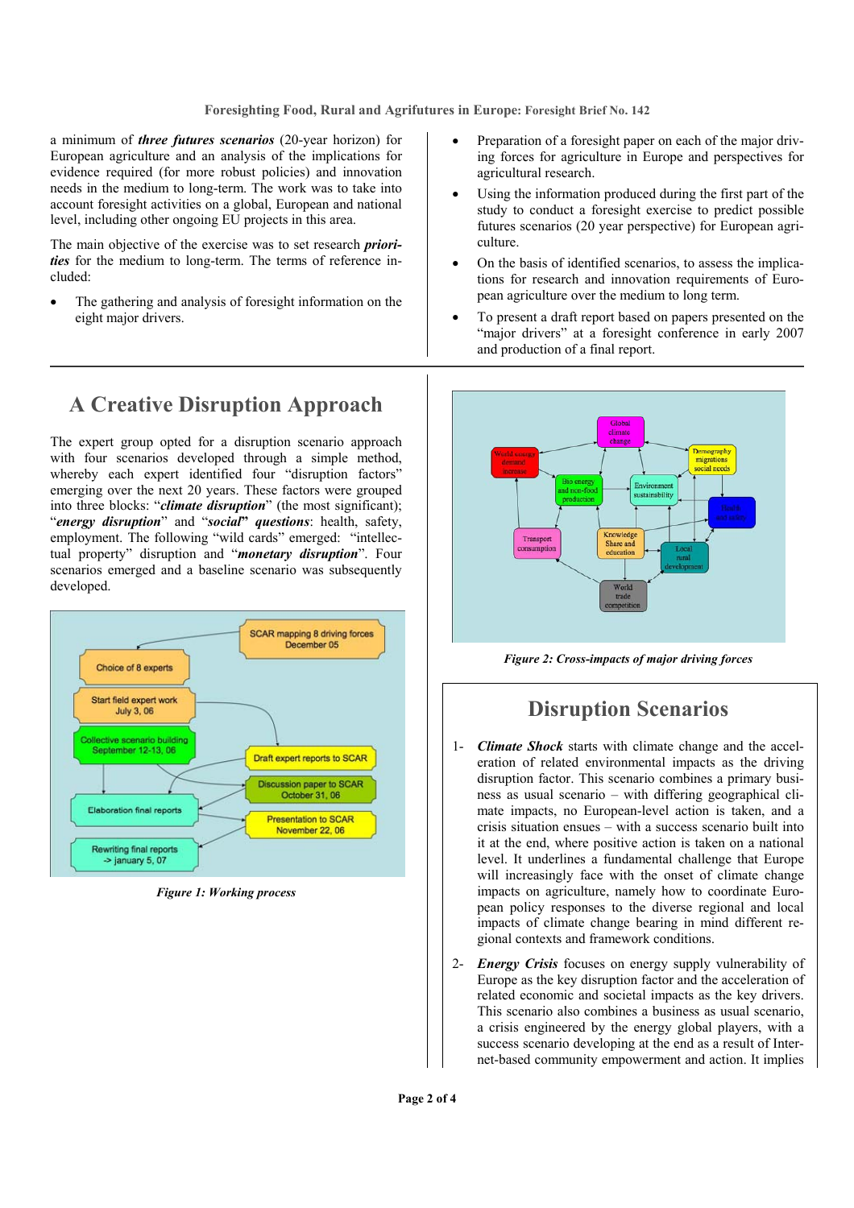a minimum of ***three futures scenarios*** (20-year horizon) for European agriculture and an analysis of the implications for evidence required (for more robust policies) and innovation needs in the medium to long-term. The work was to take into account foresight activities on a global, European and national level, including other ongoing EU projects in this area.

The main objective of the exercise was to set research ***priorities*** for the medium to long-term. The terms of reference included:

- The gathering and analysis of foresight information on the eight major drivers.
- Preparation of a foresight paper on each of the major driving forces for agriculture in Europe and perspectives for agricultural research.
- Using the information produced during the first part of the study to conduct a foresight exercise to predict possible futures scenarios (20 year perspective) for European agriculture.
- On the basis of identified scenarios, to assess the implications for research and innovation requirements of European agriculture over the medium to long term.
- To present a draft report based on papers presented on the "major drivers" at a foresight conference in early 2007 and production of a final report.

## A Creative Disruption Approach

The expert group opted for a disruption scenario approach with four scenarios developed through a simple method, whereby each expert identified four "disruption factors" emerging over the next 20 years. These factors were grouped into three blocks: "***climate disruption***" (the most significant); "***energy disruption***" and "***social***" ***questions***: health, safety, employment. The following "wild cards" emerged: "intellectual property" disruption and "***monetary disruption***". Four scenarios emerged and a baseline scenario was subsequently developed.

*Figure 1: Working process*

*Figure 2: Cross-impacts of major driving forces*

## Disruption Scenarios

1- ***Climate Shock*** starts with climate change and the acceleration of related environmental impacts as the driving disruption factor. This scenario combines a primary business as usual scenario – with differing geographical climate impacts, no European-level action is taken, and a crisis situation ensues – with a success scenario built into it at the end, where positive action is taken on a national level. It underlines a fundamental challenge that Europe will increasingly face with the onset of climate change impacts on agriculture, namely how to coordinate European policy responses to the diverse regional and local impacts of climate change bearing in mind different regional contexts and framework conditions.

2- ***Energy Crisis*** focuses on energy supply vulnerability of Europe as the key disruption factor and the acceleration of related economic and societal impacts as the key drivers. This scenario also combines a business as usual scenario, a crisis engineered by the energy global players, with a success scenario developing at the end as a result of Internet-based community empowerment and action. It implies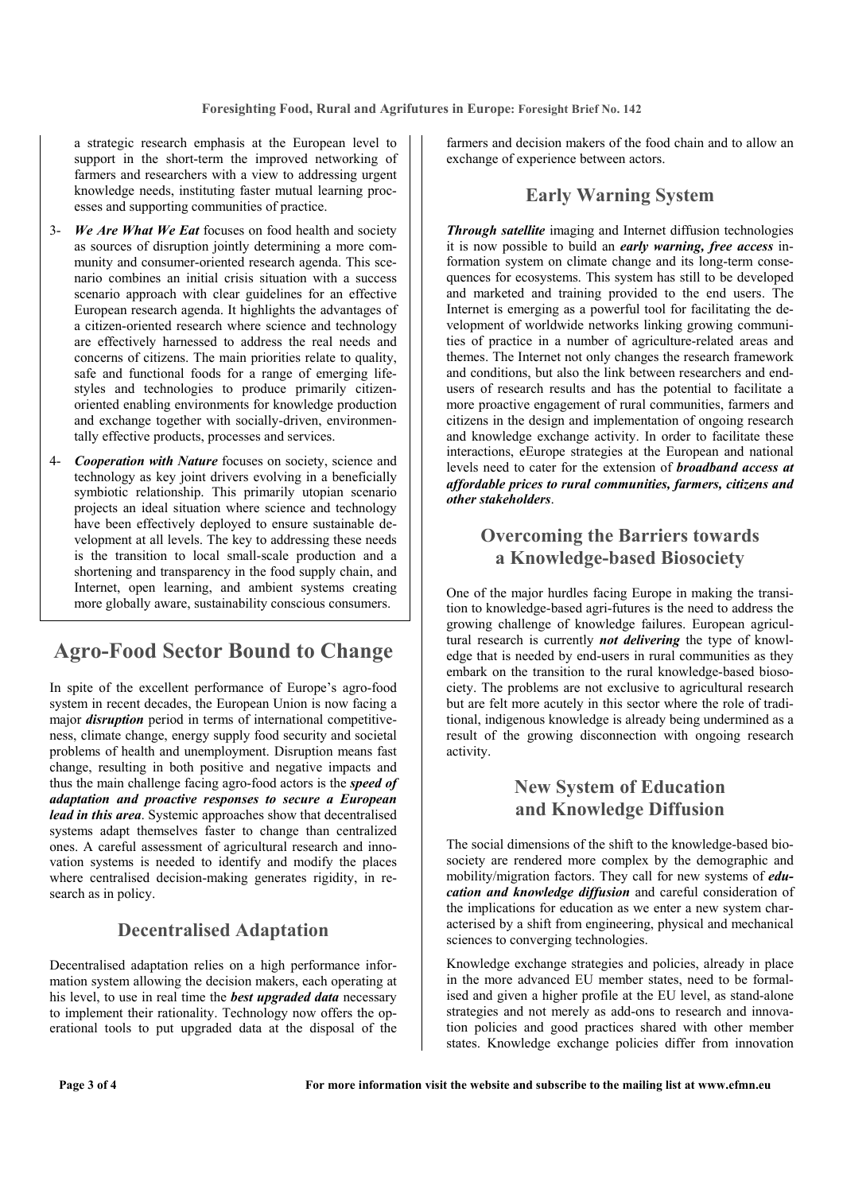a strategic research emphasis at the European level to support in the short-term the improved networking of farmers and researchers with a view to addressing urgent knowledge needs, instituting faster mutual learning processes and supporting communities of practice.

3- ***We Are What We Eat*** focuses on food health and society as sources of disruption jointly determining a more community and consumer-oriented research agenda. This scenario combines an initial crisis situation with a success scenario approach with clear guidelines for an effective European research agenda. It highlights the advantages of a citizen-oriented research where science and technology are effectively harnessed to address the real needs and concerns of citizens. The main priorities relate to quality, safe and functional foods for a range of emerging lifestyles and technologies to produce primarily citizen-oriented enabling environments for knowledge production and exchange together with socially-driven, environmentally effective products, processes and services.

4- ***Cooperation with Nature*** focuses on society, science and technology as key joint drivers evolving in a beneficially symbiotic relationship. This primarily utopian scenario projects an ideal situation where science and technology have been effectively deployed to ensure sustainable development at all levels. The key to addressing these needs is the transition to local small-scale production and a shortening and transparency in the food supply chain, and Internet, open learning, and ambient systems creating more globally aware, sustainability conscious consumers.

# Agro-Food Sector Bound to Change

In spite of the excellent performance of Europe's agro-food system in recent decades, the European Union is now facing a major ***disruption*** period in terms of international competitiveness, climate change, energy supply food security and societal problems of health and unemployment. Disruption means fast change, resulting in both positive and negative impacts and thus the main challenge facing agro-food actors is the ***speed of adaptation and proactive responses to secure a European lead in this area***. Systemic approaches show that decentralised systems adapt themselves faster to change than centralized ones. A careful assessment of agricultural research and innovation systems is needed to identify and modify the places where centralised decision-making generates rigidity, in research as in policy.

## Decentralised Adaptation

Decentralised adaptation relies on a high performance information system allowing the decision makers, each operating at his level, to use in real time the ***best upgraded data*** necessary to implement their rationality. Technology now offers the operational tools to put upgraded data at the disposal of the farmers and decision makers of the food chain and to allow an exchange of experience between actors.

## Early Warning System

***Through satellite*** imaging and Internet diffusion technologies it is now possible to build an ***early warning, free access*** information system on climate change and its long-term consequences for ecosystems. This system has still to be developed and marketed and training provided to the end users. The Internet is emerging as a powerful tool for facilitating the development of worldwide networks linking growing communities of practice in a number of agriculture-related areas and themes. The Internet not only changes the research framework and conditions, but also the link between researchers and end-users of research results and has the potential to facilitate a more proactive engagement of rural communities, farmers and citizens in the design and implementation of ongoing research and knowledge exchange activity. In order to facilitate these interactions, eEurope strategies at the European and national levels need to cater for the extension of ***broadband access at affordable prices to rural communities, farmers, citizens and other stakeholders***.

## Overcoming the Barriers towards a Knowledge-based Biosociety

One of the major hurdles facing Europe in making the transition to knowledge-based agri-futures is the need to address the growing challenge of knowledge failures. European agricultural research is currently ***not delivering*** the type of knowledge that is needed by end-users in rural communities as they embark on the transition to the rural knowledge-based biosociety. The problems are not exclusive to agricultural research but are felt more acutely in this sector where the role of traditional, indigenous knowledge is already being undermined as a result of the growing disconnection with ongoing research activity.

## New System of Education and Knowledge Diffusion

The social dimensions of the shift to the knowledge-based biosociety are rendered more complex by the demographic and mobility/migration factors. They call for new systems of ***education and knowledge diffusion*** and careful consideration of the implications for education as we enter a new system characterised by a shift from engineering, physical and mechanical sciences to converging technologies.

Knowledge exchange strategies and policies, already in place in the more advanced EU member states, need to be formalised and given a higher profile at the EU level, as stand-alone strategies and not merely as add-ons to research and innovation policies and good practices shared with other member states. Knowledge exchange policies differ from innovation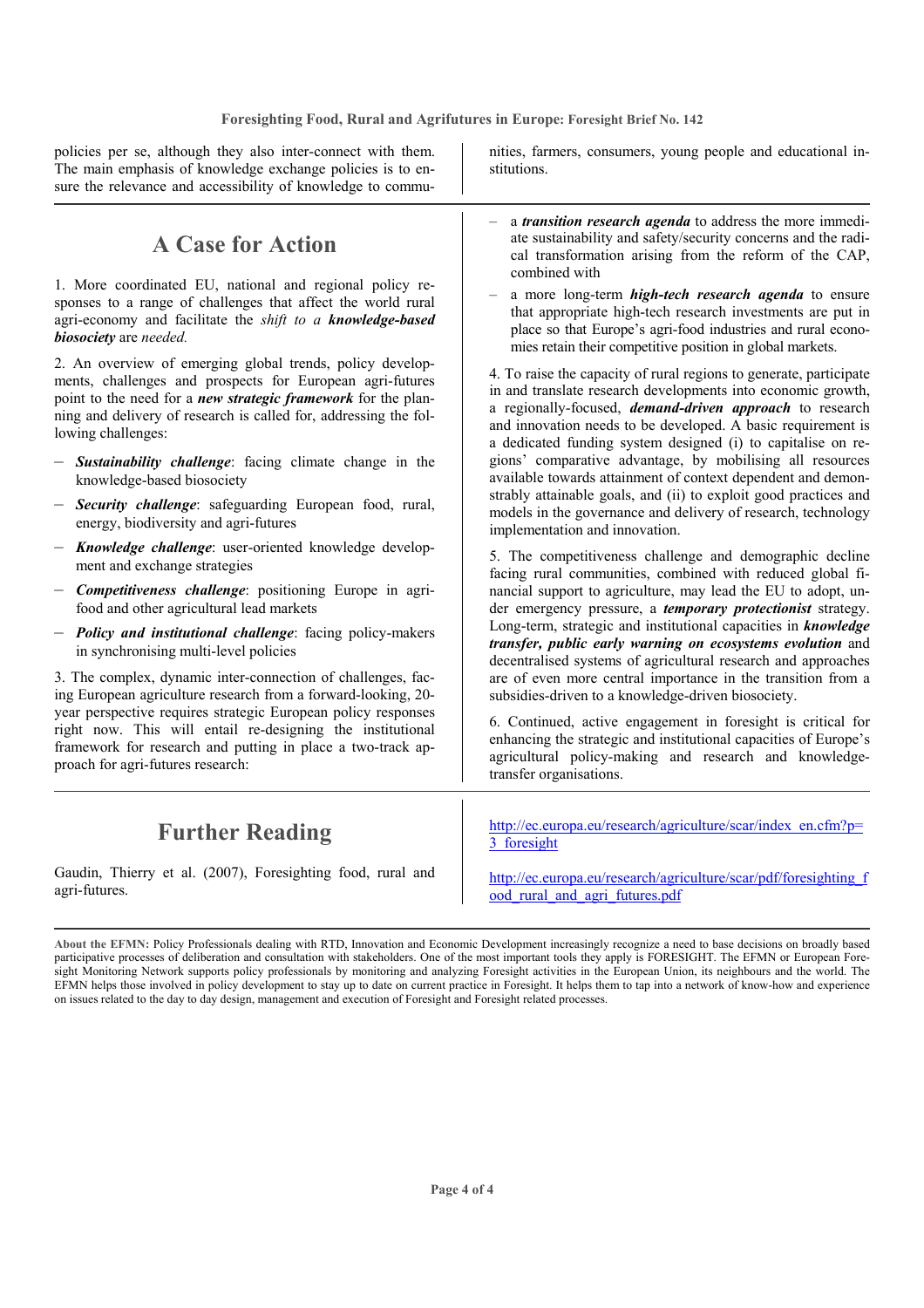policies per se, although they also inter-connect with them. The main emphasis of knowledge exchange policies is to ensure the relevance and accessibility of knowledge to communities, farmers, consumers, young people and educational institutions.

## A Case for Action

1. More coordinated EU, national and regional policy responses to a range of challenges that affect the world rural agri-economy and facilitate the *shift to a* ***knowledge-based biosociety*** are *needed.*

2. An overview of emerging global trends, policy developments, challenges and prospects for European agri-futures point to the need for a ***new strategic framework*** for the planning and delivery of research is called for, addressing the following challenges:

– ***Sustainability challenge***: facing climate change in the knowledge-based biosociety
– ***Security challenge***: safeguarding European food, rural, energy, biodiversity and agri-futures
– ***Knowledge challenge***: user-oriented knowledge development and exchange strategies
– ***Competitiveness challenge***: positioning Europe in agri-food and other agricultural lead markets
– ***Policy and institutional challenge***: facing policy-makers in synchronising multi-level policies

3. The complex, dynamic inter-connection of challenges, facing European agriculture research from a forward-looking, 20-year perspective requires strategic European policy responses right now. This will entail re-designing the institutional framework for research and putting in place a two-track approach for agri-futures research:

– a ***transition research agenda*** to address the more immediate sustainability and safety/security concerns and the radical transformation arising from the reform of the CAP, combined with
– a more long-term ***high-tech research agenda*** to ensure that appropriate high-tech research investments are put in place so that Europe's agri-food industries and rural economies retain their competitive position in global markets.

4. To raise the capacity of rural regions to generate, participate in and translate research developments into economic growth, a regionally-focused, ***demand-driven approach*** to research and innovation needs to be developed. A basic requirement is a dedicated funding system designed (i) to capitalise on regions' comparative advantage, by mobilising all resources available towards attainment of context dependent and demonstrably attainable goals, and (ii) to exploit good practices and models in the governance and delivery of research, technology implementation and innovation.

5. The competitiveness challenge and demographic decline facing rural communities, combined with reduced global financial support to agriculture, may lead the EU to adopt, under emergency pressure, a ***temporary protectionist*** strategy. Long-term, strategic and institutional capacities in ***knowledge transfer, public early warning on ecosystems evolution*** and decentralised systems of agricultural research and approaches are of even more central importance in the transition from a subsidies-driven to a knowledge-driven biosociety.

6. Continued, active engagement in foresight is critical for enhancing the strategic and institutional capacities of Europe's agricultural policy-making and research and knowledge-transfer organisations.

## Further Reading

Gaudin, Thierry et al. (2007), Foresighting food, rural and agri-futures.

http://ec.europa.eu/research/agriculture/scar/index_en.cfm?p=3_foresight

http://ec.europa.eu/research/agriculture/scar/pdf/foresighting_food_rural_and_agri_futures.pdf

**About the EFMN:** Policy Professionals dealing with RTD, Innovation and Economic Development increasingly recognize a need to base decisions on broadly based participative processes of deliberation and consultation with stakeholders. One of the most important tools they apply is FORESIGHT. The EFMN or European Foresight Monitoring Network supports policy professionals by monitoring and analyzing Foresight activities in the European Union, its neighbours and the world. The EFMN helps those involved in policy development to stay up to date on current practice in Foresight. It helps them to tap into a network of know-how and experience on issues related to the day to day design, management and execution of Foresight and Foresight related processes.